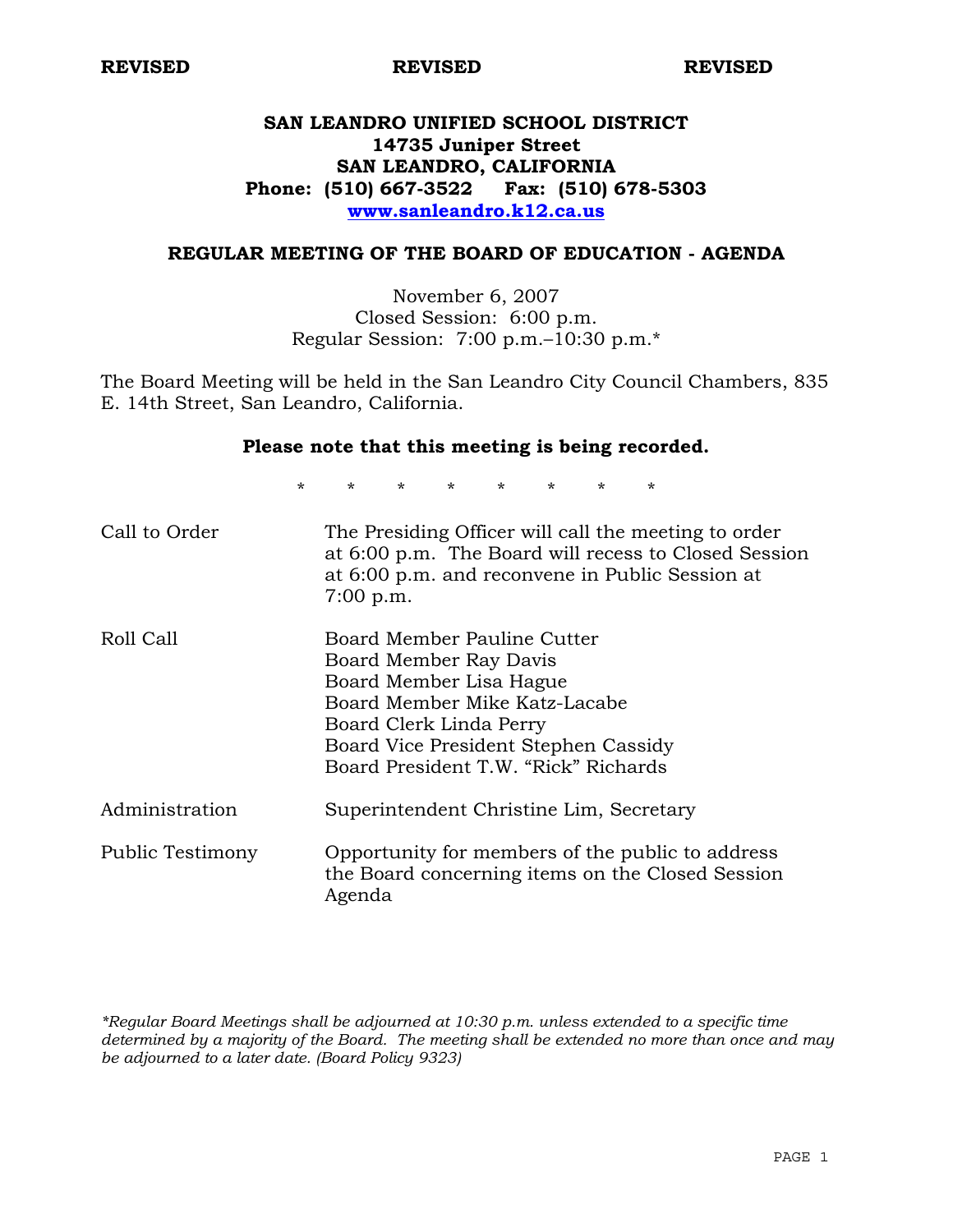**REVISED** **REVISED** **REVISED**

# SAN LEANDRO UNIFIED SCHOOL DISTRICT
**14735 Juniper Street**
**SAN LEANDRO, CALIFORNIA**
**Phone: (510) 667-3522 Fax: (510) 678-5303**
**www.sanleandro.k12.ca.us**

## REGULAR MEETING OF THE BOARD OF EDUCATION - AGENDA

November 6, 2007
Closed Session: 6:00 p.m.
Regular Session: 7:00 p.m.–10:30 p.m.*

The Board Meeting will be held in the San Leandro City Council Chambers, 835 E. 14th Street, San Leandro, California.

**Please note that this meeting is being recorded.**

\* \* \* \* \* \* \* \*

| | |
|---|---|
| Call to Order | The Presiding Officer will call the meeting to order at 6:00 p.m. The Board will recess to Closed Session at 6:00 p.m. and reconvene in Public Session at 7:00 p.m. |
| Roll Call | Board Member Pauline Cutter<br>Board Member Ray Davis<br>Board Member Lisa Hague<br>Board Member Mike Katz-Lacabe<br>Board Clerk Linda Perry<br>Board Vice President Stephen Cassidy<br>Board President T.W. "Rick" Richards |
| Administration | Superintendent Christine Lim, Secretary |
| Public Testimony | Opportunity for members of the public to address the Board concerning items on the Closed Session Agenda |

*\*Regular Board Meetings shall be adjourned at 10:30 p.m. unless extended to a specific time determined by a majority of the Board. The meeting shall be extended no more than once and may be adjourned to a later date. (Board Policy 9323)*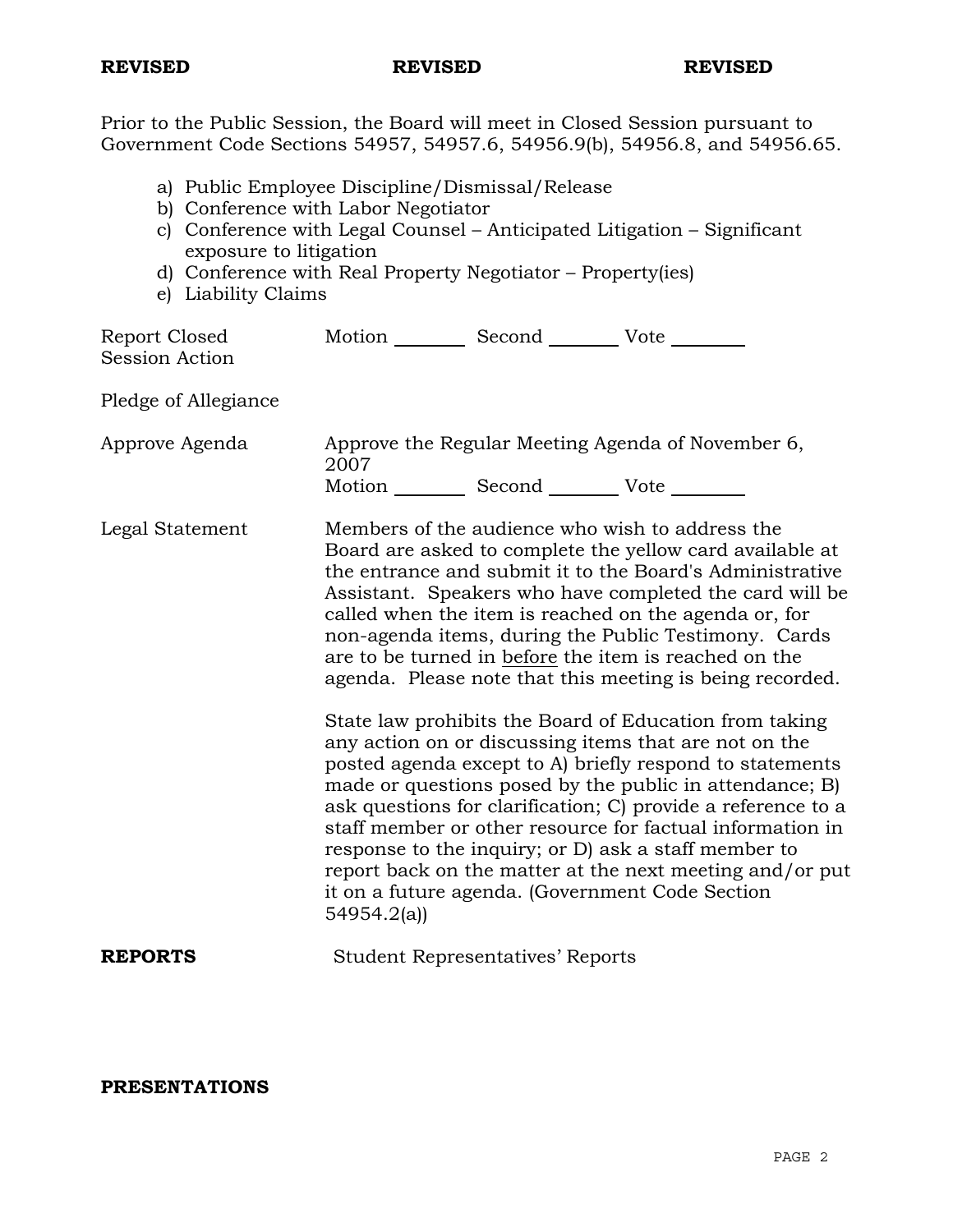**REVISED** **REVISED** **REVISED**

Prior to the Public Session, the Board will meet in Closed Session pursuant to Government Code Sections 54957, 54957.6, 54956.9(b), 54956.8, and 54956.65.

a) Public Employee Discipline/Dismissal/Release
b) Conference with Labor Negotiator
c) Conference with Legal Counsel – Anticipated Litigation – Significant exposure to litigation
d) Conference with Real Property Negotiator – Property(ies)
e) Liability Claims

Report Closed Session Action — Motion ________ Second ________ Vote ________

Pledge of Allegiance

Approve Agenda — Approve the Regular Meeting Agenda of November 6, 2007
Motion ________ Second ________ Vote ________

Legal Statement — Members of the audience who wish to address the Board are asked to complete the yellow card available at the entrance and submit it to the Board's Administrative Assistant. Speakers who have completed the card will be called when the item is reached on the agenda or, for non-agenda items, during the Public Testimony. Cards are to be turned in before the item is reached on the agenda. Please note that this meeting is being recorded.

State law prohibits the Board of Education from taking any action on or discussing items that are not on the posted agenda except to A) briefly respond to statements made or questions posed by the public in attendance; B) ask questions for clarification; C) provide a reference to a staff member or other resource for factual information in response to the inquiry; or D) ask a staff member to report back on the matter at the next meeting and/or put it on a future agenda. (Government Code Section 54954.2(a))

**REPORTS** — Student Representatives' Reports

**PRESENTATIONS**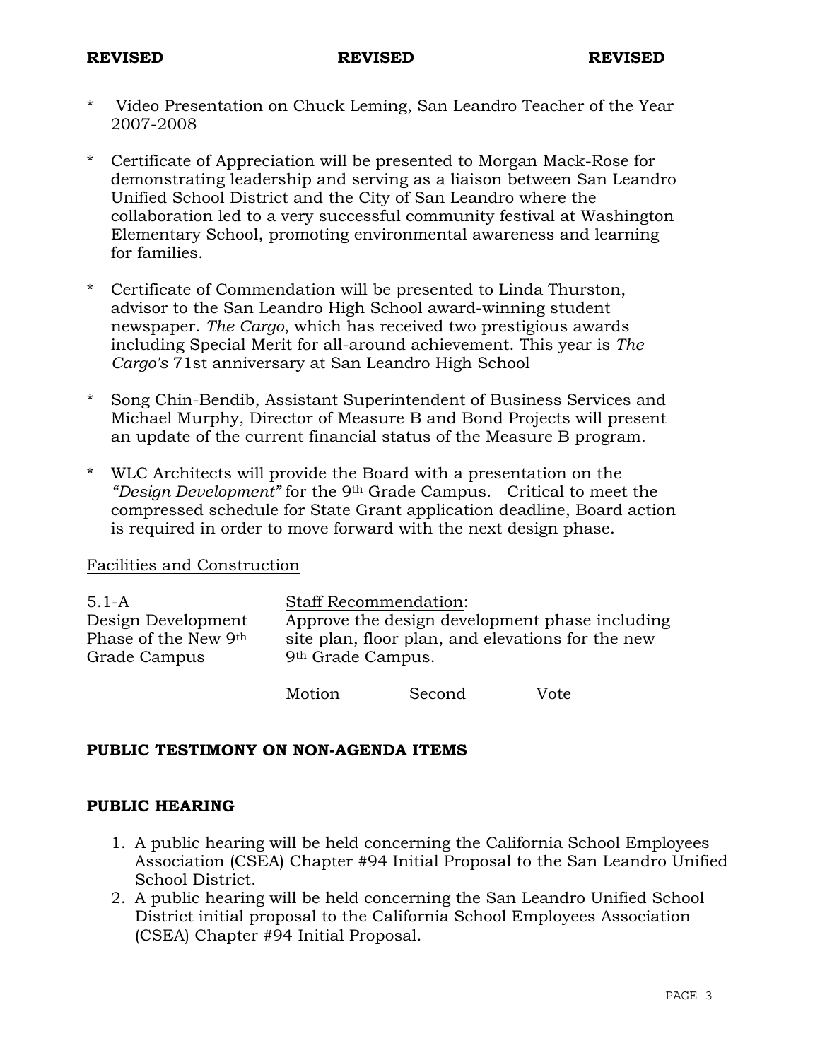**REVISED** **REVISED** **REVISED**

* Video Presentation on Chuck Leming, San Leandro Teacher of the Year 2007-2008

* Certificate of Appreciation will be presented to Morgan Mack-Rose for demonstrating leadership and serving as a liaison between San Leandro Unified School District and the City of San Leandro where the collaboration led to a very successful community festival at Washington Elementary School, promoting environmental awareness and learning for families.

* Certificate of Commendation will be presented to Linda Thurston, advisor to the San Leandro High School award-winning student newspaper. *The Cargo*, which has received two prestigious awards including Special Merit for all-around achievement. This year is *The Cargo's* 71st anniversary at San Leandro High School

* Song Chin-Bendib, Assistant Superintendent of Business Services and Michael Murphy, Director of Measure B and Bond Projects will present an update of the current financial status of the Measure B program.

* WLC Architects will provide the Board with a presentation on the *"Design Development"* for the 9th Grade Campus. Critical to meet the compressed schedule for State Grant application deadline, Board action is required in order to move forward with the next design phase.

Facilities and Construction

5.1-A
Design Development Phase of the New 9th Grade Campus

Staff Recommendation:
Approve the design development phase including site plan, floor plan, and elevations for the new 9th Grade Campus.

Motion _______ Second ________ Vote ______

**PUBLIC TESTIMONY ON NON-AGENDA ITEMS**

**PUBLIC HEARING**

1. A public hearing will be held concerning the California School Employees Association (CSEA) Chapter #94 Initial Proposal to the San Leandro Unified School District.
2. A public hearing will be held concerning the San Leandro Unified School District initial proposal to the California School Employees Association (CSEA) Chapter #94 Initial Proposal.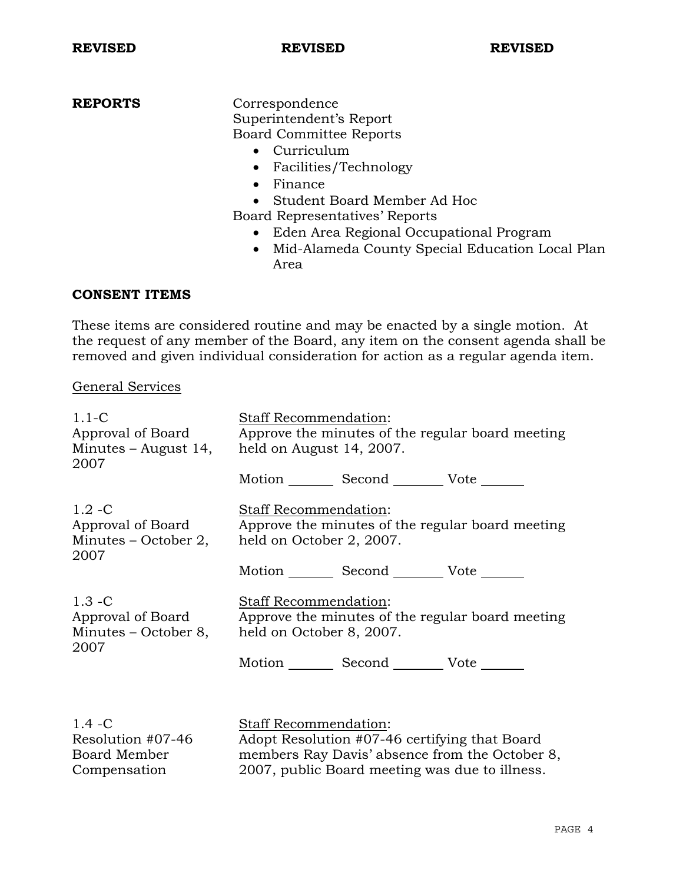**REVISED** **REVISED** **REVISED**

**REPORTS**

Correspondence
Superintendent's Report
Board Committee Reports

- Curriculum
- Facilities/Technology
- Finance
- Student Board Member Ad Hoc

Board Representatives' Reports

- Eden Area Regional Occupational Program
- Mid-Alameda County Special Education Local Plan Area

**CONSENT ITEMS**

These items are considered routine and may be enacted by a single motion. At the request of any member of the Board, any item on the consent agenda shall be removed and given individual consideration for action as a regular agenda item.

General Services

1.1-C
Approval of Board Minutes – August 14, 2007

Staff Recommendation:
Approve the minutes of the regular board meeting held on August 14, 2007.

Motion _______ Second _______ Vote _______

1.2 -C
Approval of Board Minutes – October 2, 2007

Staff Recommendation:
Approve the minutes of the regular board meeting held on October 2, 2007.

Motion _______ Second _______ Vote _______

1.3 -C
Approval of Board Minutes – October 8, 2007

Staff Recommendation:
Approve the minutes of the regular board meeting held on October 8, 2007.

Motion _______ Second _______ Vote _______

1.4 -C
Resolution #07-46 Board Member Compensation

Staff Recommendation:
Adopt Resolution #07-46 certifying that Board members Ray Davis' absence from the October 8, 2007, public Board meeting was due to illness.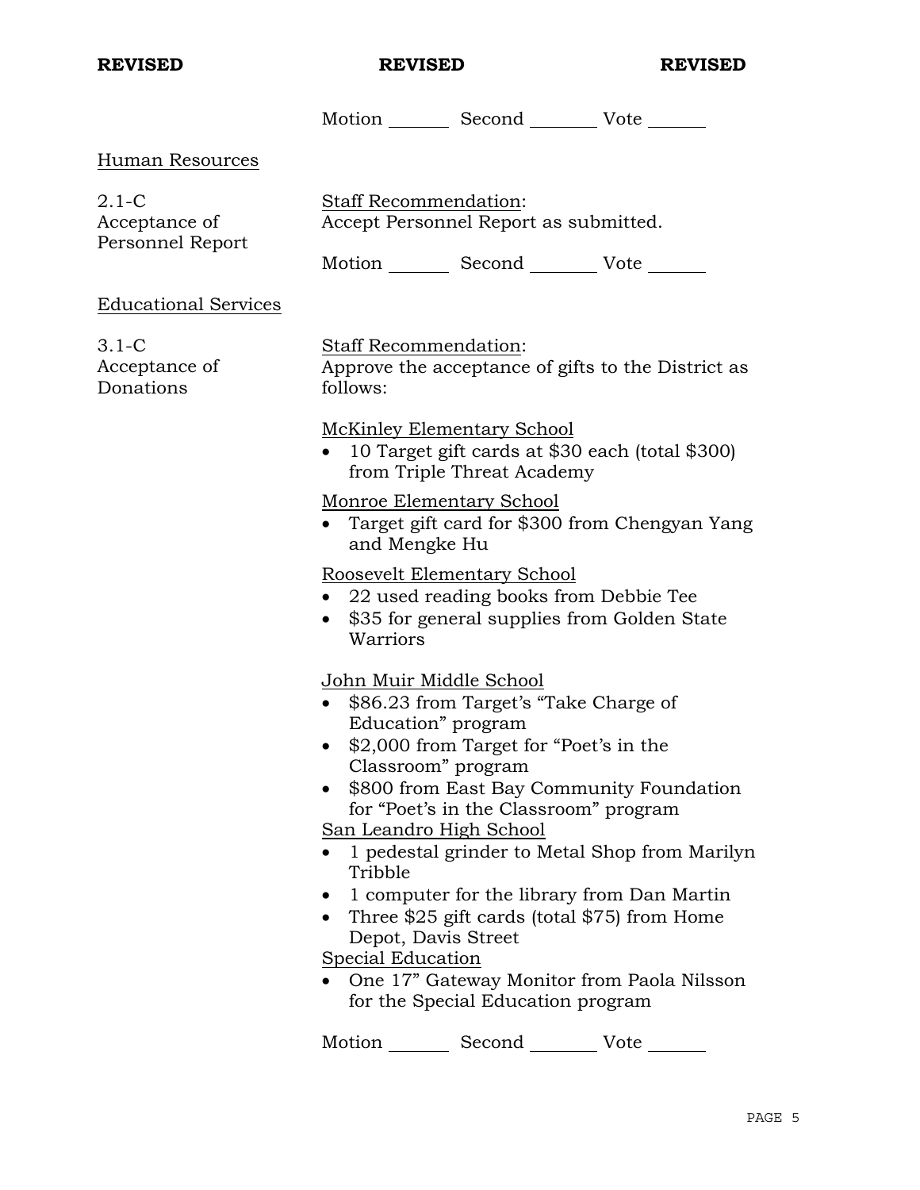**REVISED** **REVISED** **REVISED**

Motion _______ Second ________ Vote _______

Human Resources

2.1-C
Acceptance of Personnel Report

Staff Recommendation:
Accept Personnel Report as submitted.

Motion _______ Second ________ Vote _______

Educational Services

3.1-C
Acceptance of Donations

Staff Recommendation:
Approve the acceptance of gifts to the District as follows:

McKinley Elementary School

- 10 Target gift cards at $30 each (total $300) from Triple Threat Academy

Monroe Elementary School

- Target gift card for $300 from Chengyan Yang and Mengke Hu

Roosevelt Elementary School

- 22 used reading books from Debbie Tee
- $35 for general supplies from Golden State Warriors

John Muir Middle School

- $86.23 from Target's "Take Charge of Education" program
- $2,000 from Target for "Poet's in the Classroom" program
- $800 from East Bay Community Foundation for "Poet's in the Classroom" program

San Leandro High School

- 1 pedestal grinder to Metal Shop from Marilyn Tribble
- 1 computer for the library from Dan Martin
- Three $25 gift cards (total $75) from Home Depot, Davis Street

Special Education

- One 17" Gateway Monitor from Paola Nilsson for the Special Education program

Motion _______ Second ________ Vote _______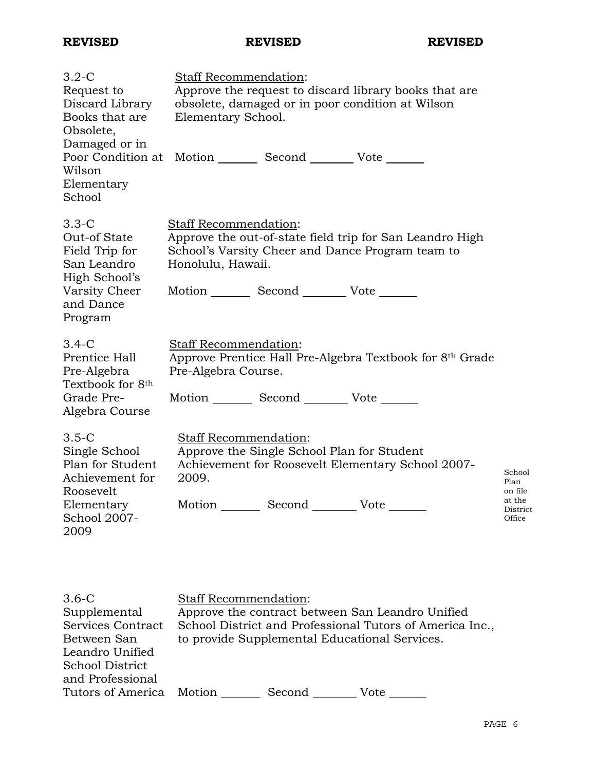**REVISED** **REVISED** **REVISED**

| | |
|---|---|
| 3.2-C<br>Request to Discard Library Books that are Obsolete, Damaged or in Poor Condition at Wilson Elementary School | Staff Recommendation:<br>Approve the request to discard library books that are obsolete, damaged or in poor condition at Wilson Elementary School.<br><br>Motion _______ Second _______ Vote _______ |
| 3.3-C<br>Out-of State Field Trip for San Leandro High School's Varsity Cheer and Dance Program | Staff Recommendation:<br>Approve the out-of-state field trip for San Leandro High School's Varsity Cheer and Dance Program team to Honolulu, Hawaii.<br><br>Motion _______ Second _______ Vote _______ |
| 3.4-C<br>Prentice Hall Pre-Algebra Textbook for 8th Grade Pre-Algebra Course | Staff Recommendation:<br>Approve Prentice Hall Pre-Algebra Textbook for 8th Grade Pre-Algebra Course.<br><br>Motion _______ Second _______ Vote _______ |
| 3.5-C<br>Single School Plan for Student Achievement for Roosevelt Elementary School 2007-2009 | Staff Recommendation:<br>Approve the Single School Plan for Student Achievement for Roosevelt Elementary School 2007-2009.<br><br>Motion _______ Second _______ Vote _______<br><br>School Plan on file at the District Office |
| 3.6-C<br>Supplemental Services Contract Between San Leandro Unified School District and Professional Tutors of America | Staff Recommendation:<br>Approve the contract between San Leandro Unified School District and Professional Tutors of America Inc., to provide Supplemental Educational Services.<br><br>Motion _______ Second _______ Vote _______ |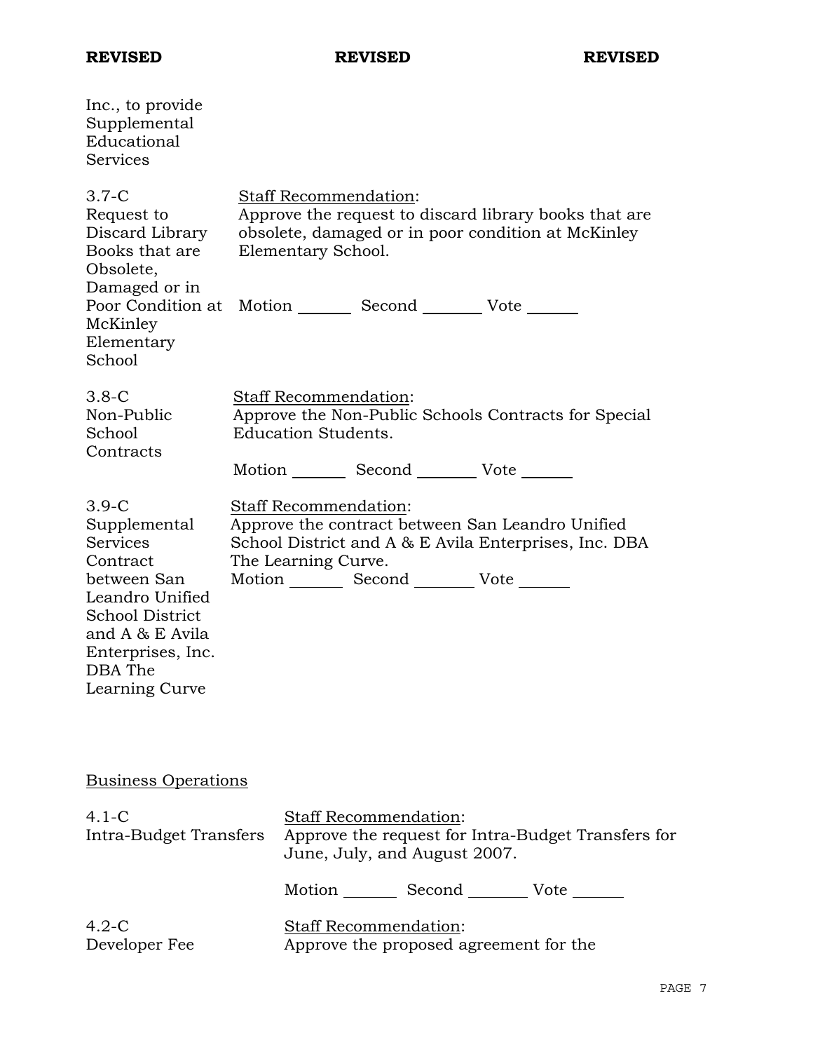**REVISED** **REVISED** **REVISED**

Inc., to provide Supplemental Educational Services

3.7-C
Request to Discard Library Books that are Obsolete, Damaged or in Poor Condition at McKinley Elementary School

Staff Recommendation:
Approve the request to discard library books that are obsolete, damaged or in poor condition at McKinley Elementary School.

Motion _______ Second _______ Vote _______

3.8-C
Non-Public School Contracts

Staff Recommendation:
Approve the Non-Public Schools Contracts for Special Education Students.

Motion _______ Second _______ Vote _______

3.9-C
Supplemental Services Contract between San Leandro Unified School District and A & E Avila Enterprises, Inc. DBA The Learning Curve

Staff Recommendation:
Approve the contract between San Leandro Unified School District and A & E Avila Enterprises, Inc. DBA The Learning Curve.

Motion _______ Second _______ Vote _______

## Business Operations

4.1-C
Intra-Budget Transfers

Staff Recommendation:
Approve the request for Intra-Budget Transfers for June, July, and August 2007.

Motion _______ Second _______ Vote _______

4.2-C
Developer Fee

Staff Recommendation:
Approve the proposed agreement for the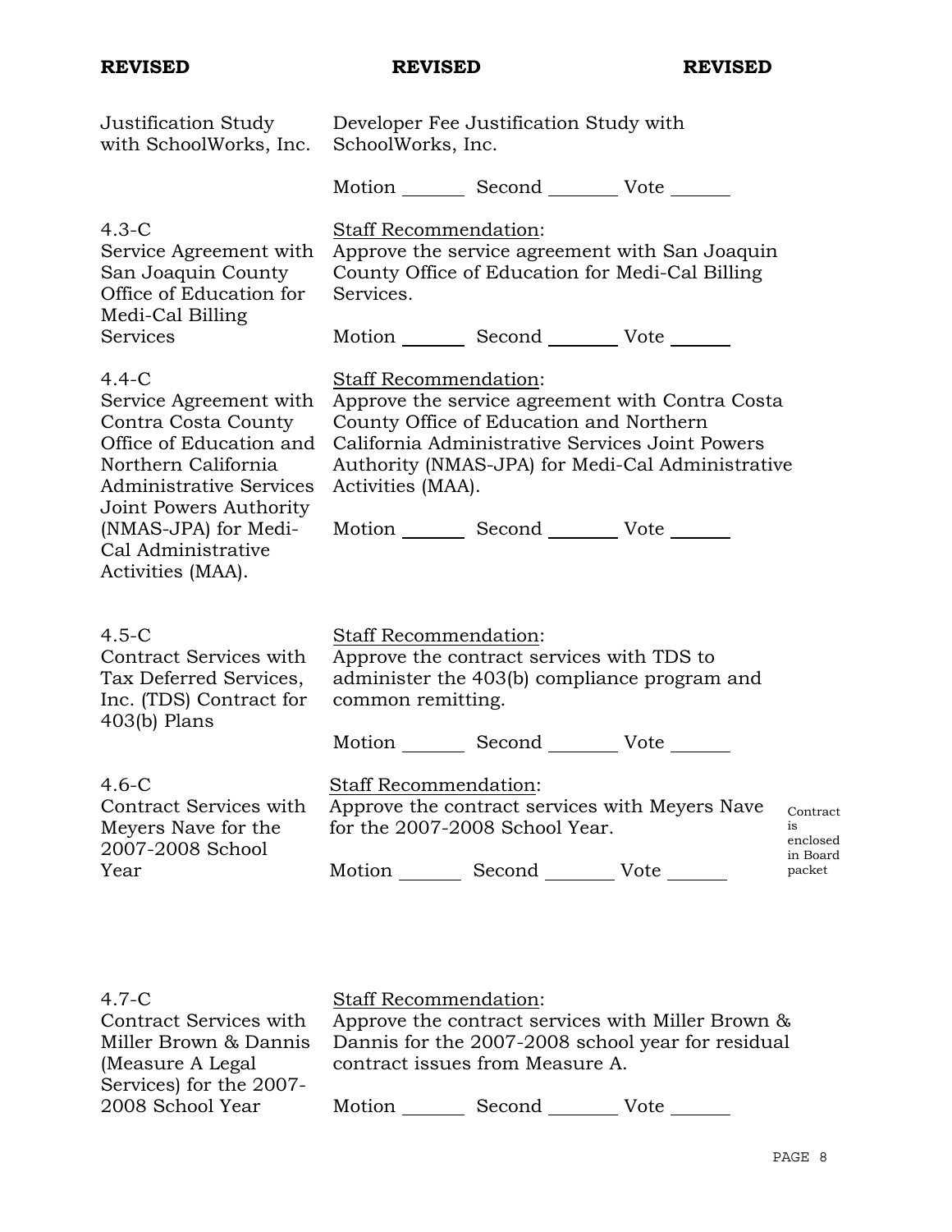**REVISED** **REVISED** **REVISED**

| | |
|---|---|
| Justification Study with SchoolWorks, Inc. | Developer Fee Justification Study with SchoolWorks, Inc.<br><br>Motion _______ Second _______ Vote _______ |
| 4.3-C<br>Service Agreement with San Joaquin County Office of Education for Medi-Cal Billing Services | Staff Recommendation:<br>Approve the service agreement with San Joaquin County Office of Education for Medi-Cal Billing Services.<br><br>Motion _______ Second _______ Vote _______ |
| 4.4-C<br>Service Agreement with Contra Costa County Office of Education and Northern California Administrative Services Joint Powers Authority (NMAS-JPA) for Medi-Cal Administrative Activities (MAA). | Staff Recommendation:<br>Approve the service agreement with Contra Costa County Office of Education and Northern California Administrative Services Joint Powers Authority (NMAS-JPA) for Medi-Cal Administrative Activities (MAA).<br><br>Motion _______ Second _______ Vote _______ |
| 4.5-C<br>Contract Services with Tax Deferred Services, Inc. (TDS) Contract for 403(b) Plans | Staff Recommendation:<br>Approve the contract services with TDS to administer the 403(b) compliance program and common remitting.<br><br>Motion _______ Second _______ Vote _______ |
| 4.6-C<br>Contract Services with Meyers Nave for the 2007-2008 School Year | Staff Recommendation:<br>Approve the contract services with Meyers Nave for the 2007-2008 School Year.<br><br>Motion _______ Second _______ Vote _______<br><br>Contract is enclosed in Board packet |
| 4.7-C<br>Contract Services with Miller Brown & Dannis (Measure A Legal Services) for the 2007-2008 School Year | Staff Recommendation:<br>Approve the contract services with Miller Brown & Dannis for the 2007-2008 school year for residual contract issues from Measure A.<br><br>Motion _______ Second _______ Vote _______ |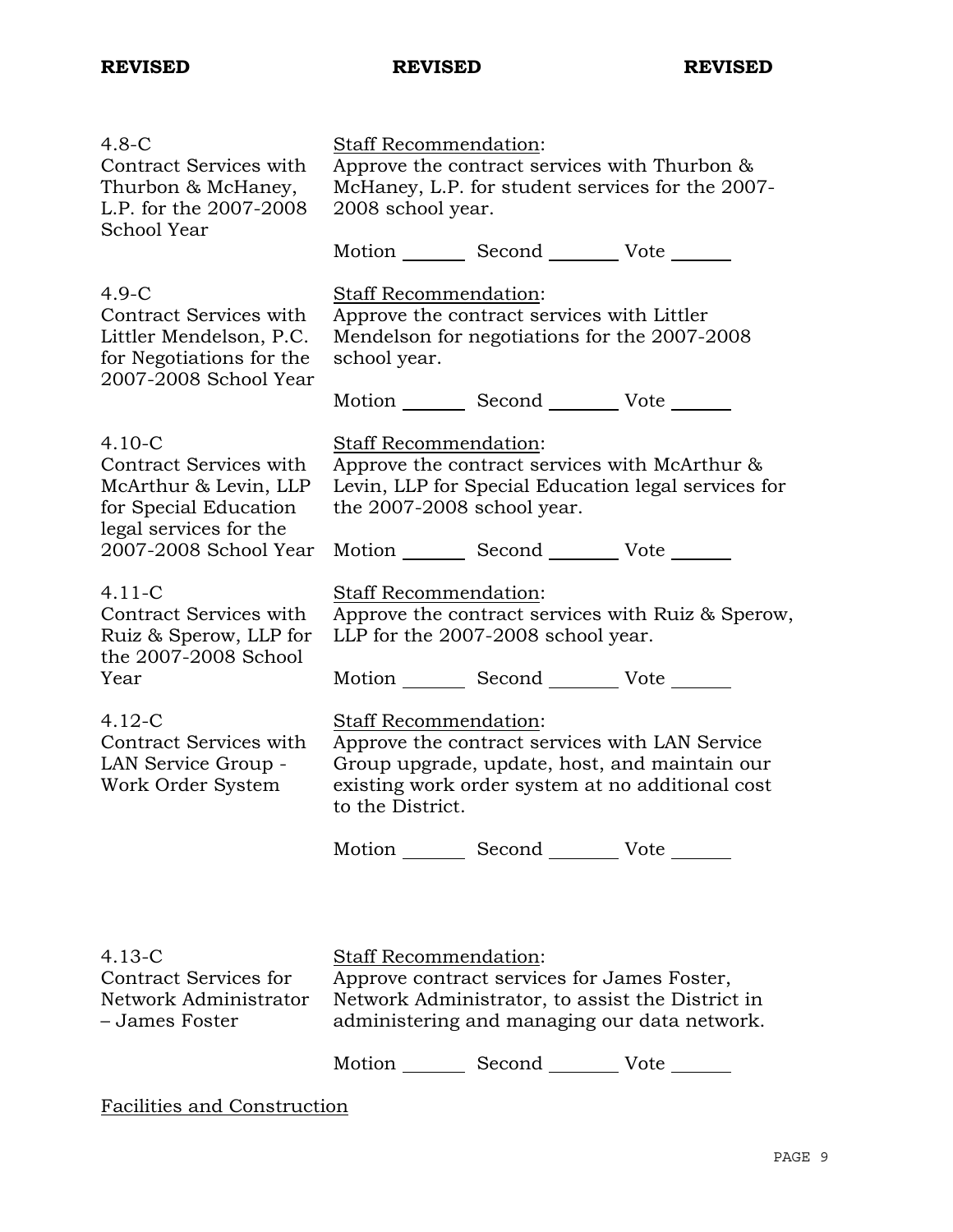**REVISED** **REVISED** **REVISED**

| | |
|---|---|
| 4.8-C<br>Contract Services with Thurbon & McHaney, L.P. for the 2007-2008 School Year | Staff Recommendation:<br>Approve the contract services with Thurbon & McHaney, L.P. for student services for the 2007-2008 school year.<br><br>Motion _______ Second _______ Vote _______ |
| 4.9-C<br>Contract Services with Littler Mendelson, P.C. for Negotiations for the 2007-2008 School Year | Staff Recommendation:<br>Approve the contract services with Littler Mendelson for negotiations for the 2007-2008 school year.<br><br>Motion _______ Second _______ Vote _______ |
| 4.10-C<br>Contract Services with McArthur & Levin, LLP for Special Education legal services for the 2007-2008 School Year | Staff Recommendation:<br>Approve the contract services with McArthur & Levin, LLP for Special Education legal services for the 2007-2008 school year.<br><br>Motion _______ Second _______ Vote _______ |
| 4.11-C<br>Contract Services with Ruiz & Sperow, LLP for the 2007-2008 School Year | Staff Recommendation:<br>Approve the contract services with Ruiz & Sperow, LLP for the 2007-2008 school year.<br><br>Motion _______ Second _______ Vote _______ |
| 4.12-C<br>Contract Services with LAN Service Group - Work Order System | Staff Recommendation:<br>Approve the contract services with LAN Service Group upgrade, update, host, and maintain our existing work order system at no additional cost to the District.<br><br>Motion _______ Second _______ Vote _______ |
| 4.13-C<br>Contract Services for Network Administrator – James Foster | Staff Recommendation:<br>Approve contract services for James Foster, Network Administrator, to assist the District in administering and managing our data network.<br><br>Motion _______ Second _______ Vote _______ |

Facilities and Construction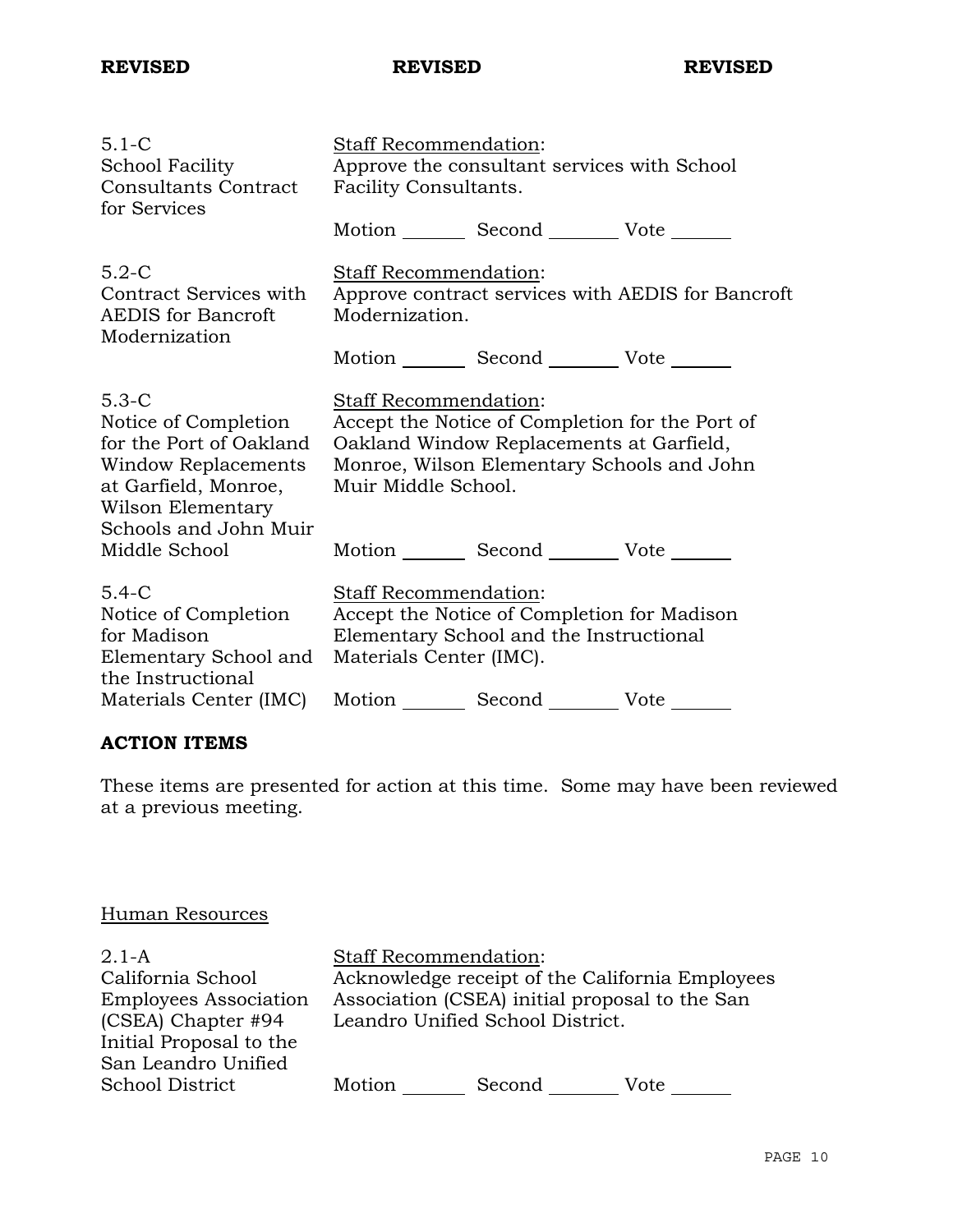**REVISED** **REVISED** **REVISED**

5.1-C
School Facility Consultants Contract for Services

Staff Recommendation:
Approve the consultant services with School Facility Consultants.

Motion _______ Second _______ Vote _______

5.2-C
Contract Services with AEDIS for Bancroft Modernization

Staff Recommendation:
Approve contract services with AEDIS for Bancroft Modernization.

Motion _______ Second _______ Vote _______

5.3-C
Notice of Completion for the Port of Oakland Window Replacements at Garfield, Monroe, Wilson Elementary Schools and John Muir Middle School

Staff Recommendation:
Accept the Notice of Completion for the Port of Oakland Window Replacements at Garfield, Monroe, Wilson Elementary Schools and John Muir Middle School.

Motion _______ Second _______ Vote _______

5.4-C
Notice of Completion for Madison Elementary School and the Instructional Materials Center (IMC)

Staff Recommendation:
Accept the Notice of Completion for Madison Elementary School and the Instructional Materials Center (IMC).

Motion _______ Second _______ Vote _______

## ACTION ITEMS

These items are presented for action at this time. Some may have been reviewed at a previous meeting.

Human Resources

2.1-A
California School Employees Association (CSEA) Chapter #94 Initial Proposal to the San Leandro Unified School District

Staff Recommendation:
Acknowledge receipt of the California Employees Association (CSEA) initial proposal to the San Leandro Unified School District.

Motion _______ Second _______ Vote _______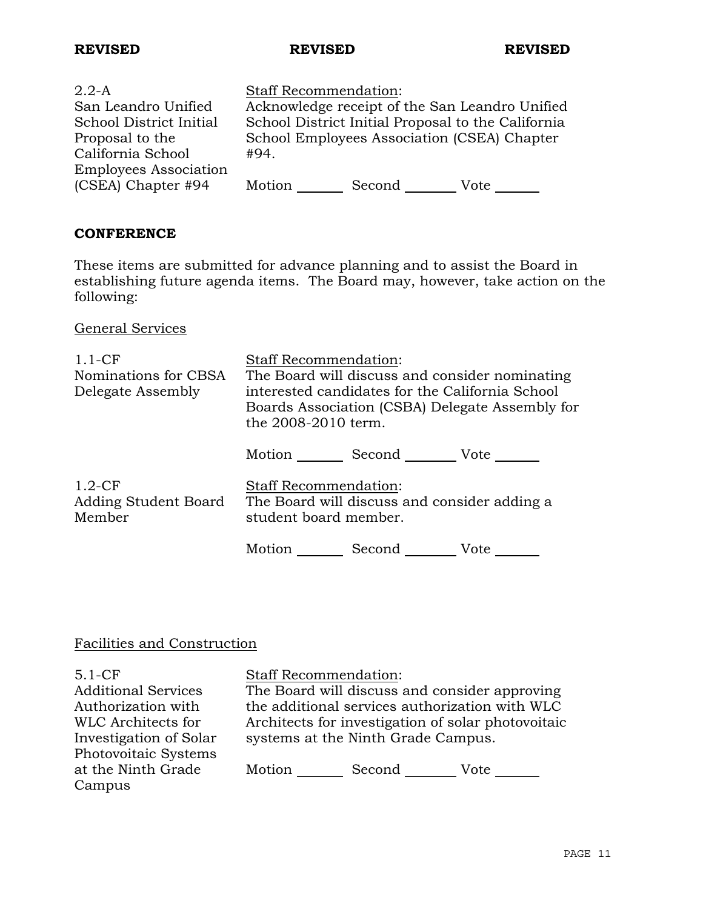**REVISED** **REVISED** **REVISED**

| | |
|---|---|
| 2.2-A<br>San Leandro Unified School District Initial Proposal to the California School Employees Association (CSEA) Chapter #94 | Staff Recommendation:<br>Acknowledge receipt of the San Leandro Unified School District Initial Proposal to the California School Employees Association (CSEA) Chapter #94.<br><br>Motion _______ Second _______ Vote _______ |

**CONFERENCE**

These items are submitted for advance planning and to assist the Board in establishing future agenda items. The Board may, however, take action on the following:

General Services

| | |
|---|---|
| 1.1-CF<br>Nominations for CBSA Delegate Assembly | Staff Recommendation:<br>The Board will discuss and consider nominating interested candidates for the California School Boards Association (CSBA) Delegate Assembly for the 2008-2010 term.<br><br>Motion _______ Second _______ Vote _______ |
| 1.2-CF<br>Adding Student Board Member | Staff Recommendation:<br>The Board will discuss and consider adding a student board member.<br><br>Motion _______ Second _______ Vote _______ |

Facilities and Construction

| | |
|---|---|
| 5.1-CF<br>Additional Services Authorization with WLC Architects for Investigation of Solar Photovoitaic Systems at the Ninth Grade Campus | Staff Recommendation:<br>The Board will discuss and consider approving the additional services authorization with WLC Architects for investigation of solar photovoitaic systems at the Ninth Grade Campus.<br><br>Motion _______ Second _______ Vote _______ |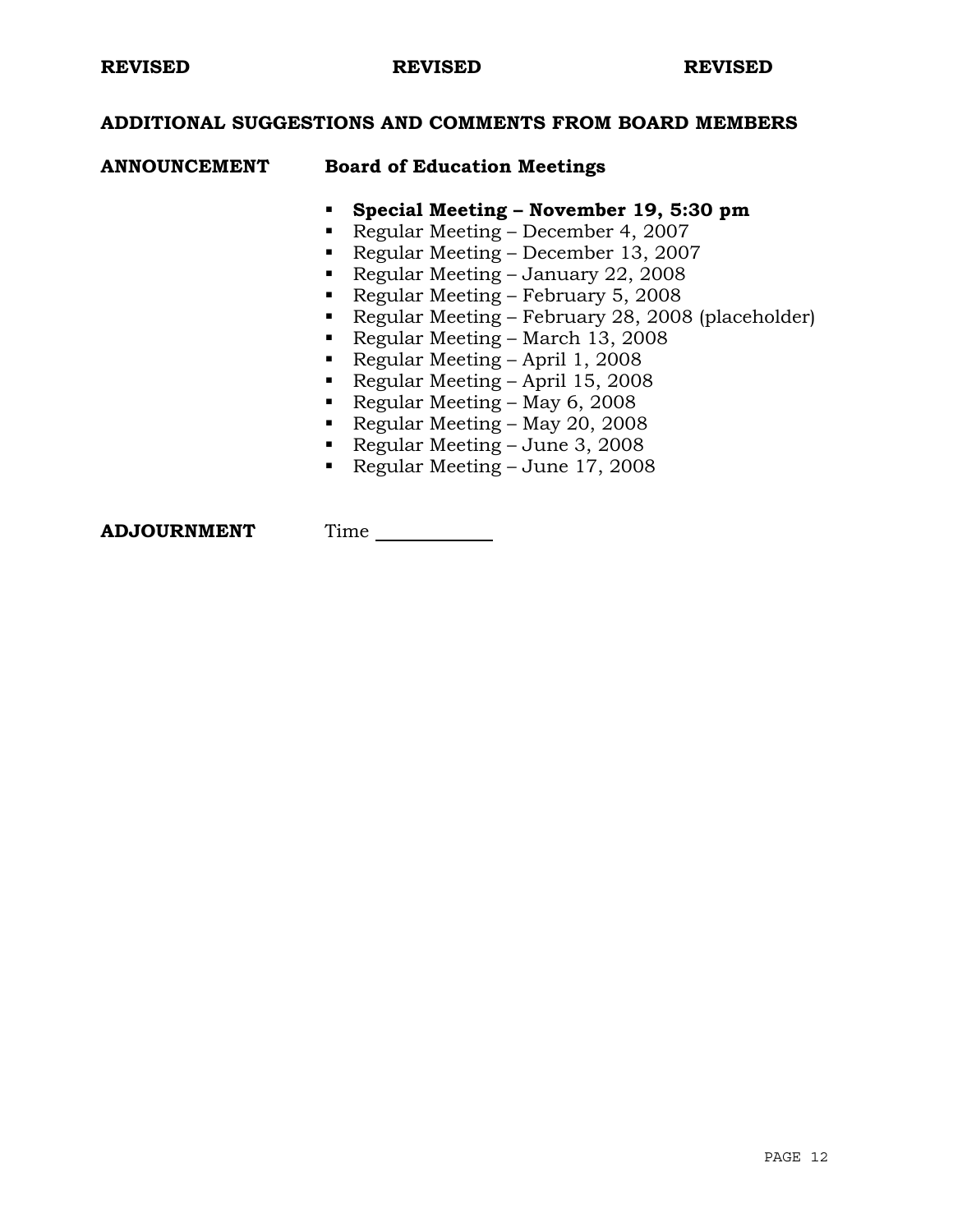**REVISED** **REVISED** **REVISED**

## ADDITIONAL SUGGESTIONS AND COMMENTS FROM BOARD MEMBERS

**ANNOUNCEMENT** **Board of Education Meetings**

- **Special Meeting – November 19, 5:30 pm**
- Regular Meeting – December 4, 2007
- Regular Meeting – December 13, 2007
- Regular Meeting – January 22, 2008
- Regular Meeting – February 5, 2008
- Regular Meeting – February 28, 2008 (placeholder)
- Regular Meeting – March 13, 2008
- Regular Meeting – April 1, 2008
- Regular Meeting – April 15, 2008
- Regular Meeting – May 6, 2008
- Regular Meeting – May 20, 2008
- Regular Meeting – June 3, 2008
- Regular Meeting – June 17, 2008

**ADJOURNMENT** Time ____________